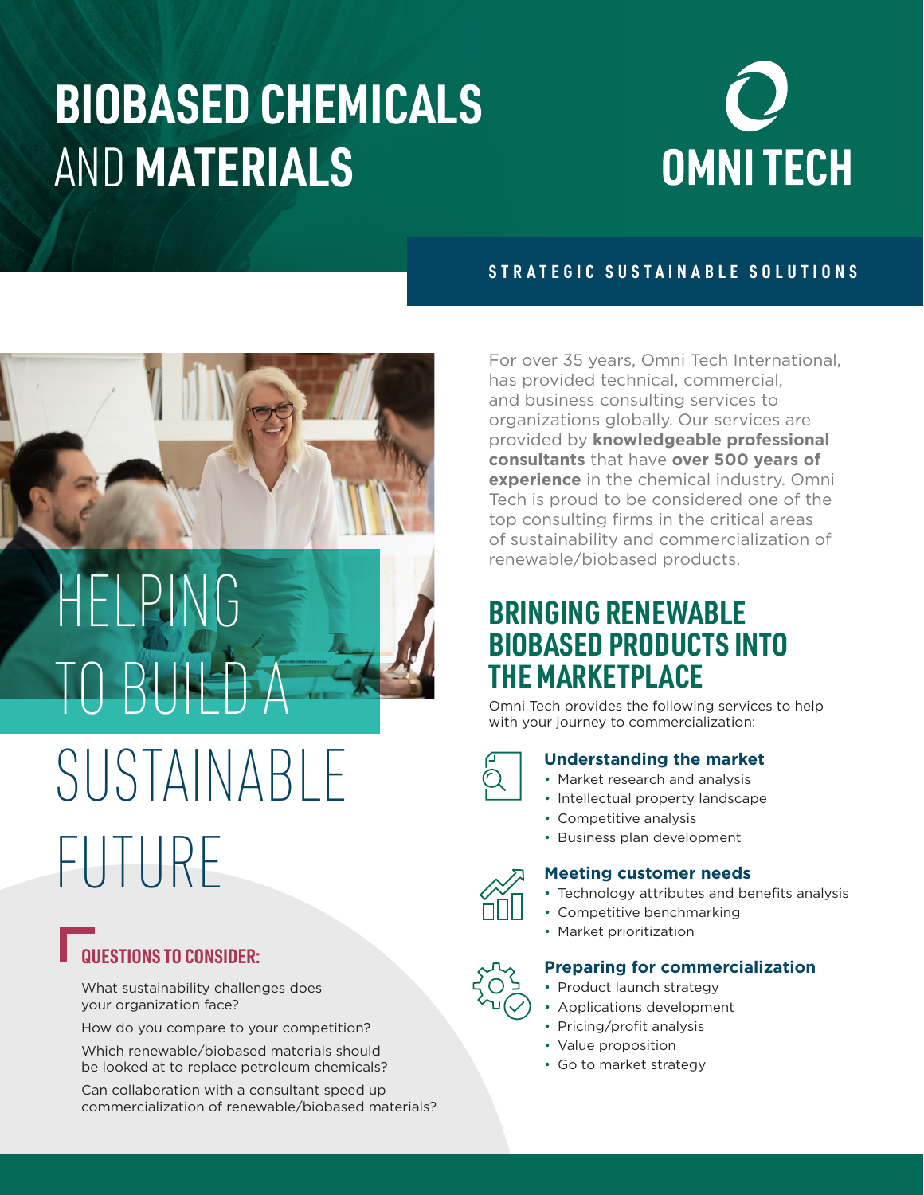# BIOBASED CHEMICALS AND MATERIALS

OMNI TECH

STRATEGIC SUSTAINABLE SOLUTIONS

## HELPING TO BUILD A SUSTAINABLE FUTURE

### QUESTIONS TO CONSIDER:

What sustainability challenges does your organization face?

How do you compare to your competition?

Which renewable/biobased materials should be looked at to replace petroleum chemicals?

Can collaboration with a consultant speed up commercialization of renewable/biobased materials?

For over 35 years, Omni Tech International, has provided technical, commercial, and business consulting services to organizations globally. Our services are provided by **knowledgeable professional consultants** that have **over 500 years of experience** in the chemical industry. Omni Tech is proud to be considered one of the top consulting firms in the critical areas of sustainability and commercialization of renewable/biobased products.

## BRINGING RENEWABLE BIOBASED PRODUCTS INTO THE MARKETPLACE

Omni Tech provides the following services to help with your journey to commercialization:

### Understanding the market

- Market research and analysis
- Intellectual property landscape
- Competitive analysis
- Business plan development

### Meeting customer needs

- Technology attributes and benefits analysis
- Competitive benchmarking
- Market prioritization

### Preparing for commercialization

- Product launch strategy
- Applications development
- Pricing/profit analysis
- Value proposition
- Go to market strategy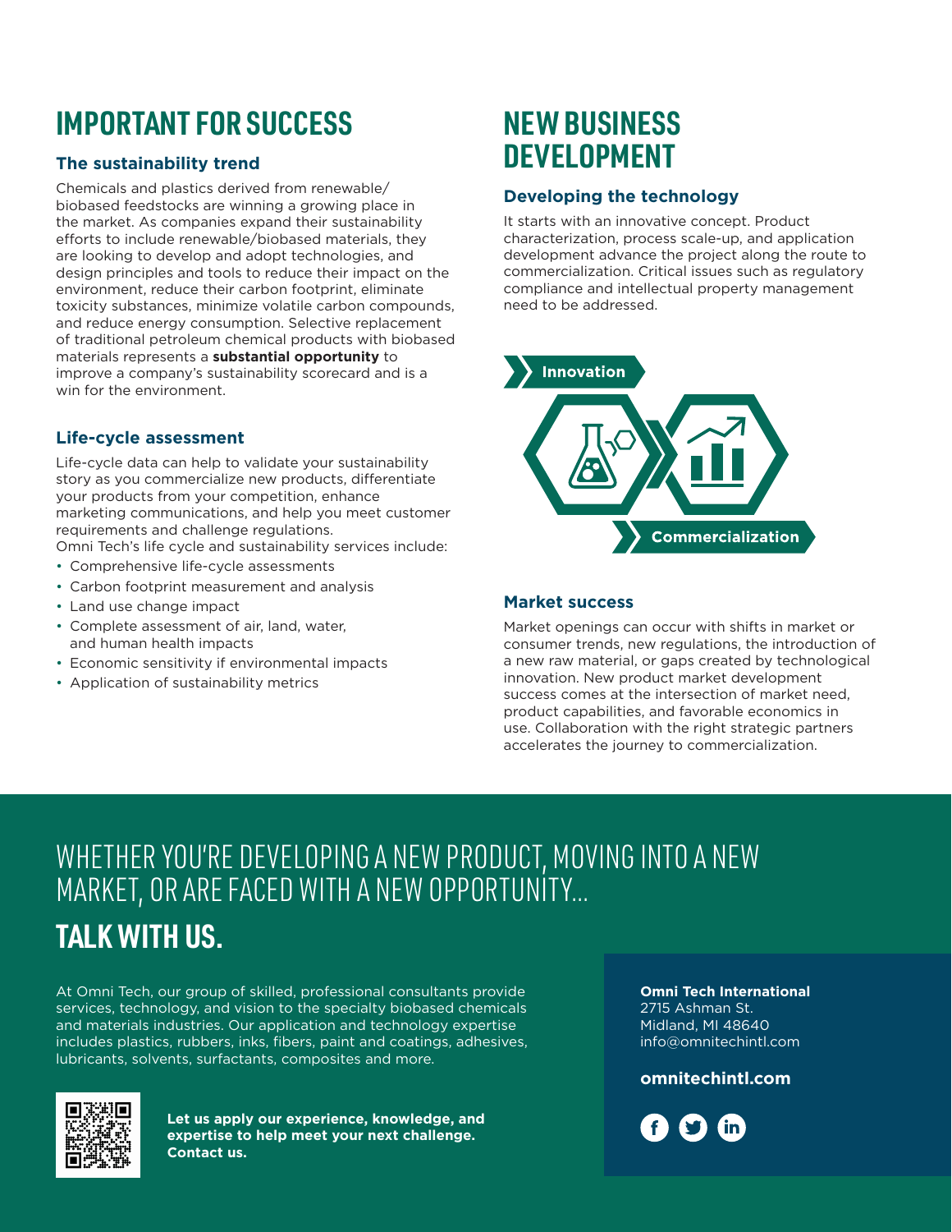# IMPORTANT FOR SUCCESS

### The sustainability trend

Chemicals and plastics derived from renewable/biobased feedstocks are winning a growing place in the market. As companies expand their sustainability efforts to include renewable/biobased materials, they are looking to develop and adopt technologies, and design principles and tools to reduce their impact on the environment, reduce their carbon footprint, eliminate toxicity substances, minimize volatile carbon compounds, and reduce energy consumption. Selective replacement of traditional petroleum chemical products with biobased materials represents a **substantial opportunity** to improve a company's sustainability scorecard and is a win for the environment.

### Life-cycle assessment

Life-cycle data can help to validate your sustainability story as you commercialize new products, differentiate your products from your competition, enhance marketing communications, and help you meet customer requirements and challenge regulations.
Omni Tech's life cycle and sustainability services include:

- Comprehensive life-cycle assessments
- Carbon footprint measurement and analysis
- Land use change impact
- Complete assessment of air, land, water, and human health impacts
- Economic sensitivity if environmental impacts
- Application of sustainability metrics

# NEW BUSINESS DEVELOPMENT

### Developing the technology

It starts with an innovative concept. Product characterization, process scale-up, and application development advance the project along the route to commercialization. Critical issues such as regulatory compliance and intellectual property management need to be addressed.

Innovation

Commercialization

### Market success

Market openings can occur with shifts in market or consumer trends, new regulations, the introduction of a new raw material, or gaps created by technological innovation. New product market development success comes at the intersection of market need, product capabilities, and favorable economics in use. Collaboration with the right strategic partners accelerates the journey to commercialization.

WHETHER YOU'RE DEVELOPING A NEW PRODUCT, MOVING INTO A NEW MARKET, OR ARE FACED WITH A NEW OPPORTUNITY...

## TALK WITH US.

At Omni Tech, our group of skilled, professional consultants provide services, technology, and vision to the specialty biobased chemicals and materials industries. Our application and technology expertise includes plastics, rubbers, inks, fibers, paint and coatings, adhesives, lubricants, solvents, surfactants, composites and more.

**Let us apply our experience, knowledge, and expertise to help meet your next challenge. Contact us.**

**Omni Tech International**
2715 Ashman St.
Midland, MI 48640
info@omnitechintl.com

**omnitechintl.com**